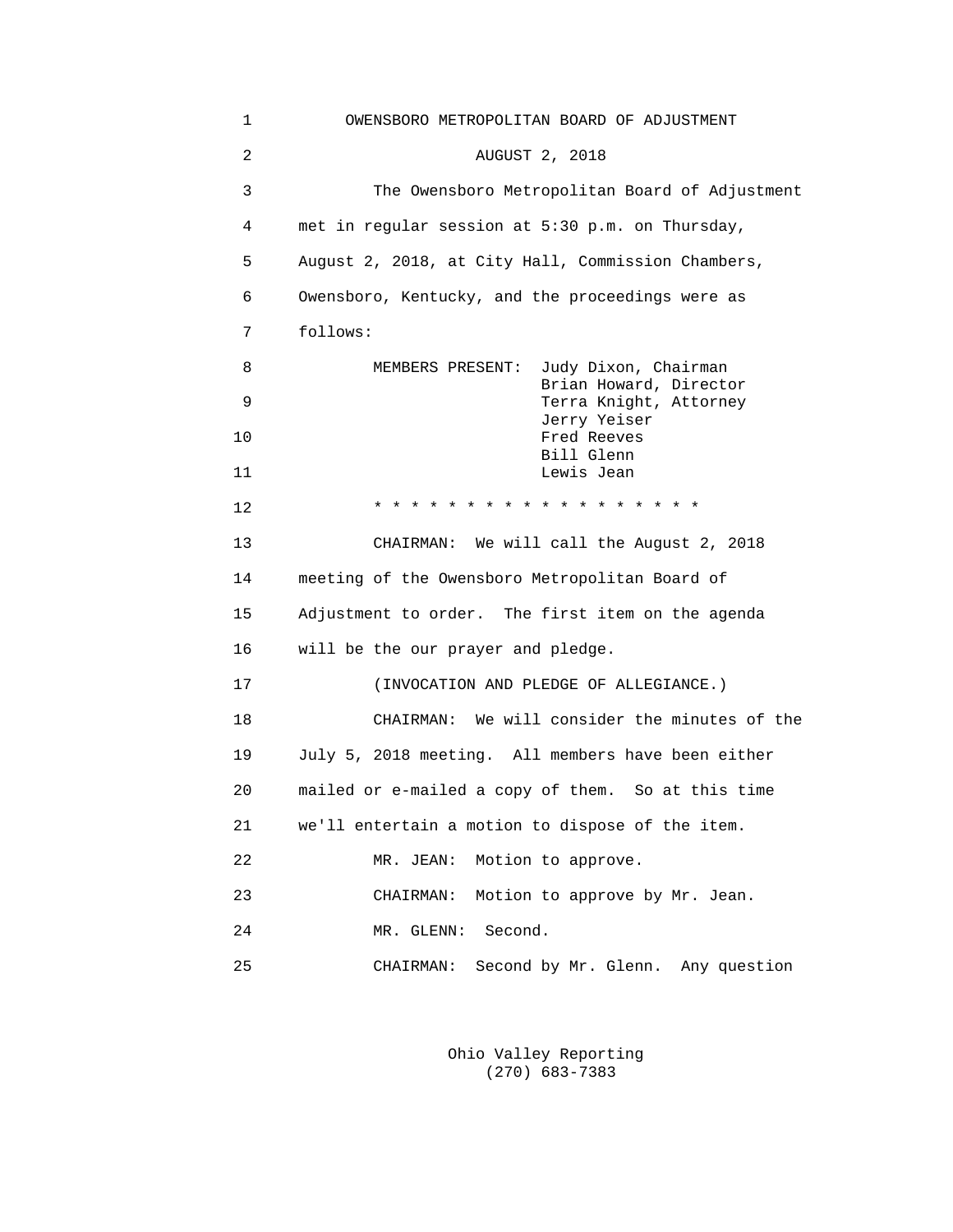# OWENSBORO METROPOLITAN BOARD OF ADJUSTMENT

AUGUST 2, 2018

The Owensboro Metropolitan Board of Adjustment met in regular session at 5:30 p.m. on Thursday, August 2, 2018, at City Hall, Commission Chambers, Owensboro, Kentucky, and the proceedings were as follows:

MEMBERS PRESENT:
- Judy Dixon, Chairman
- Brian Howard, Director
- Terra Knight, Attorney
- Jerry Yeiser
- Fred Reeves
- Bill Glenn
- Lewis Jean

* * * * * * * * * * * * * * * * * *

CHAIRMAN: We will call the August 2, 2018 meeting of the Owensboro Metropolitan Board of Adjustment to order. The first item on the agenda will be the our prayer and pledge.

(INVOCATION AND PLEDGE OF ALLEGIANCE.)

CHAIRMAN: We will consider the minutes of the July 5, 2018 meeting. All members have been either mailed or e-mailed a copy of them. So at this time we'll entertain a motion to dispose of the item.

MR. JEAN: Motion to approve.

CHAIRMAN: Motion to approve by Mr. Jean.

MR. GLENN: Second.

CHAIRMAN: Second by Mr. Glenn. Any question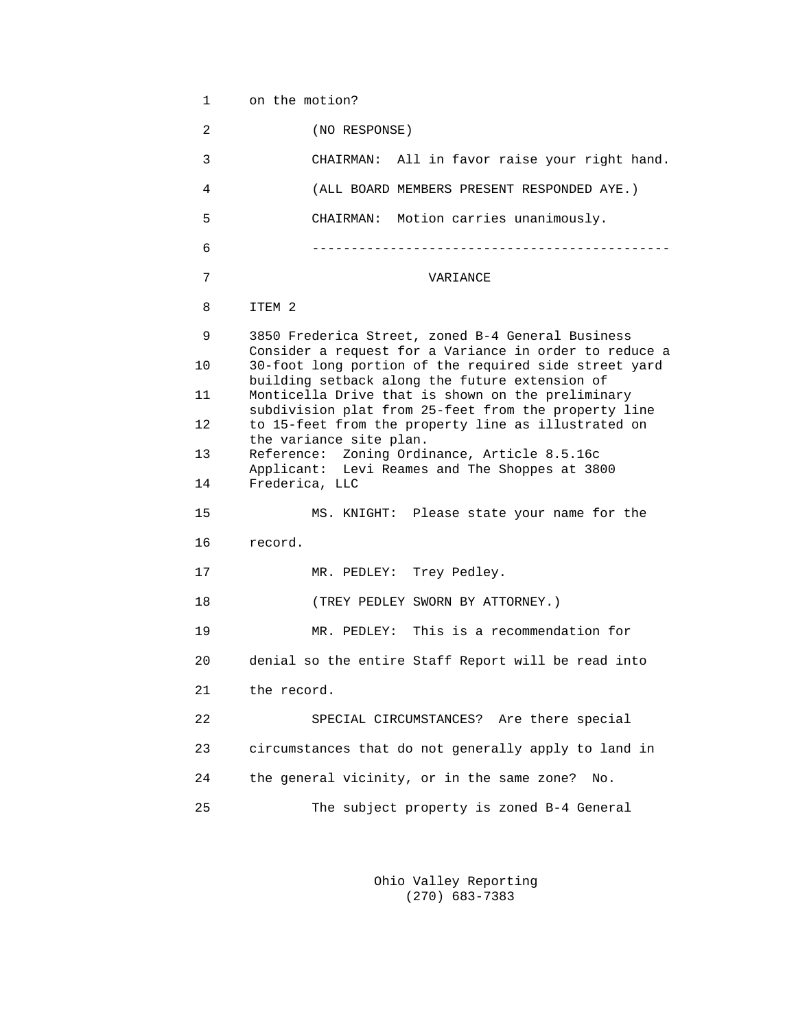on the motion?

(NO RESPONSE)

CHAIRMAN: All in favor raise your right hand.

(ALL BOARD MEMBERS PRESENT RESPONDED AYE.)

CHAIRMAN: Motion carries unanimously.

---

VARIANCE

ITEM 2

3850 Frederica Street, zoned B-4 General Business
Consider a request for a Variance in order to reduce a 30-foot long portion of the required side street yard building setback along the future extension of Monticella Drive that is shown on the preliminary subdivision plat from 25-feet from the property line to 15-feet from the property line as illustrated on the variance site plan.
Reference: Zoning Ordinance, Article 8.5.16c
Applicant: Levi Reames and The Shoppes at 3800 Frederica, LLC

MS. KNIGHT: Please state your name for the record.

MR. PEDLEY: Trey Pedley.

(TREY PEDLEY SWORN BY ATTORNEY.)

MR. PEDLEY: This is a recommendation for denial so the entire Staff Report will be read into the record.

SPECIAL CIRCUMSTANCES? Are there special circumstances that do not generally apply to land in the general vicinity, or in the same zone? No.

The subject property is zoned B-4 General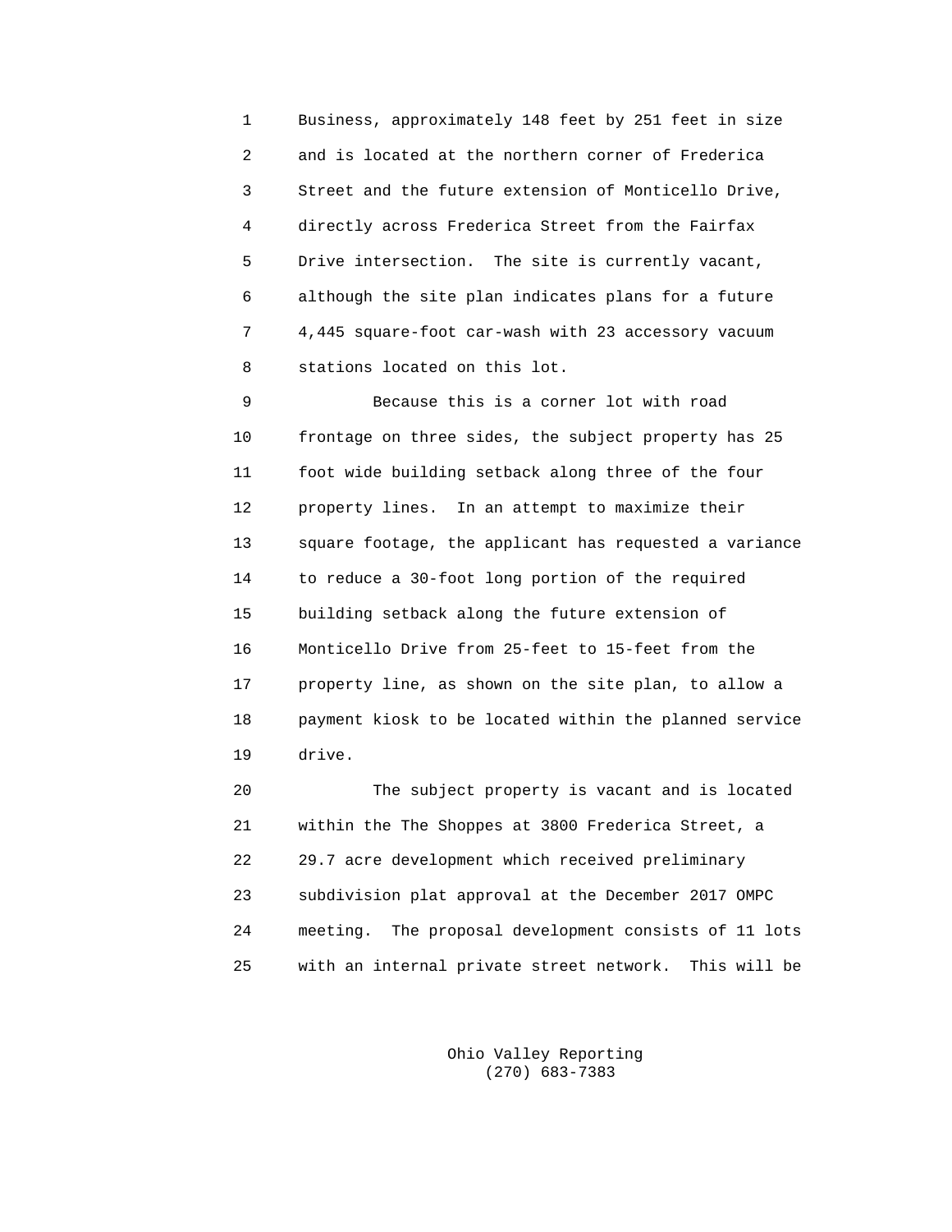Business, approximately 148 feet by 251 feet in size and is located at the northern corner of Frederica Street and the future extension of Monticello Drive, directly across Frederica Street from the Fairfax Drive intersection. The site is currently vacant, although the site plan indicates plans for a future 4,445 square-foot car-wash with 23 accessory vacuum stations located on this lot.

Because this is a corner lot with road frontage on three sides, the subject property has 25 foot wide building setback along three of the four property lines. In an attempt to maximize their square footage, the applicant has requested a variance to reduce a 30-foot long portion of the required building setback along the future extension of Monticello Drive from 25-feet to 15-feet from the property line, as shown on the site plan, to allow a payment kiosk to be located within the planned service drive.

The subject property is vacant and is located within the The Shoppes at 3800 Frederica Street, a 29.7 acre development which received preliminary subdivision plat approval at the December 2017 OMPC meeting. The proposal development consists of 11 lots with an internal private street network. This will be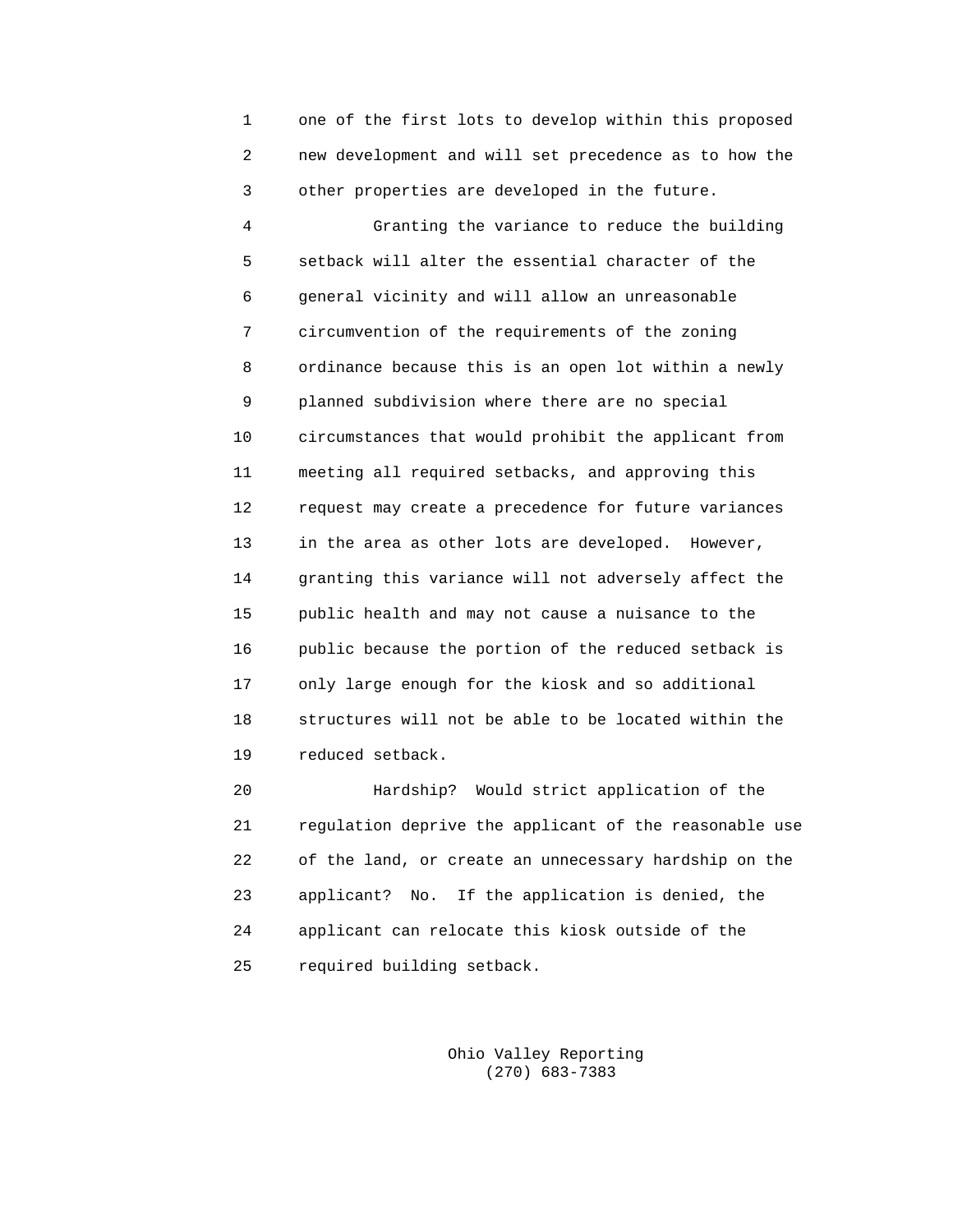one of the first lots to develop within this proposed new development and will set precedence as to how the other properties are developed in the future.

Granting the variance to reduce the building setback will alter the essential character of the general vicinity and will allow an unreasonable circumvention of the requirements of the zoning ordinance because this is an open lot within a newly planned subdivision where there are no special circumstances that would prohibit the applicant from meeting all required setbacks, and approving this request may create a precedence for future variances in the area as other lots are developed. However, granting this variance will not adversely affect the public health and may not cause a nuisance to the public because the portion of the reduced setback is only large enough for the kiosk and so additional structures will not be able to be located within the reduced setback.

Hardship? Would strict application of the regulation deprive the applicant of the reasonable use of the land, or create an unnecessary hardship on the applicant? No. If the application is denied, the applicant can relocate this kiosk outside of the required building setback.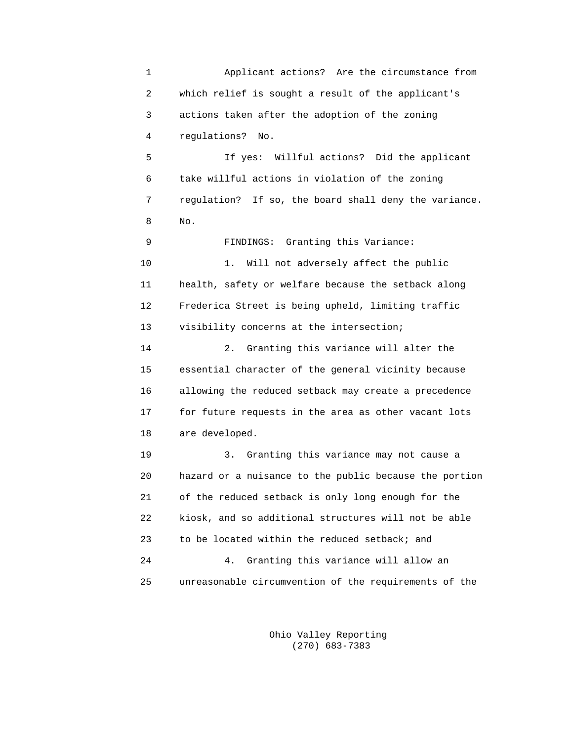Applicant actions? Are the circumstance from which relief is sought a result of the applicant's actions taken after the adoption of the zoning regulations? No.

If yes: Willful actions? Did the applicant take willful actions in violation of the zoning regulation? If so, the board shall deny the variance. No.

FINDINGS: Granting this Variance:

1. Will not adversely affect the public health, safety or welfare because the setback along Frederica Street is being upheld, limiting traffic visibility concerns at the intersection;

2. Granting this variance will alter the essential character of the general vicinity because allowing the reduced setback may create a precedence for future requests in the area as other vacant lots are developed.

3. Granting this variance may not cause a hazard or a nuisance to the public because the portion of the reduced setback is only long enough for the kiosk, and so additional structures will not be able to be located within the reduced setback; and

4. Granting this variance will allow an unreasonable circumvention of the requirements of the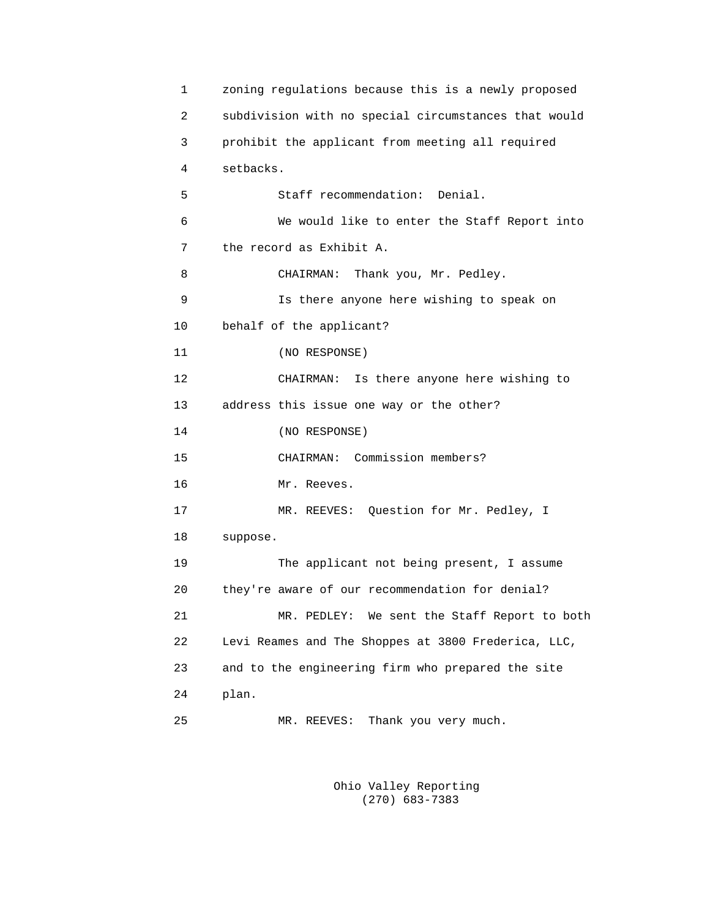zoning regulations because this is a newly proposed subdivision with no special circumstances that would prohibit the applicant from meeting all required setbacks.

Staff recommendation: Denial.

We would like to enter the Staff Report into the record as Exhibit A.

CHAIRMAN: Thank you, Mr. Pedley.

Is there anyone here wishing to speak on behalf of the applicant?

(NO RESPONSE)

CHAIRMAN: Is there anyone here wishing to address this issue one way or the other?

(NO RESPONSE)

CHAIRMAN: Commission members?

Mr. Reeves.

MR. REEVES: Question for Mr. Pedley, I suppose.

The applicant not being present, I assume they're aware of our recommendation for denial?

MR. PEDLEY: We sent the Staff Report to both Levi Reames and The Shoppes at 3800 Frederica, LLC, and to the engineering firm who prepared the site plan.

MR. REEVES: Thank you very much.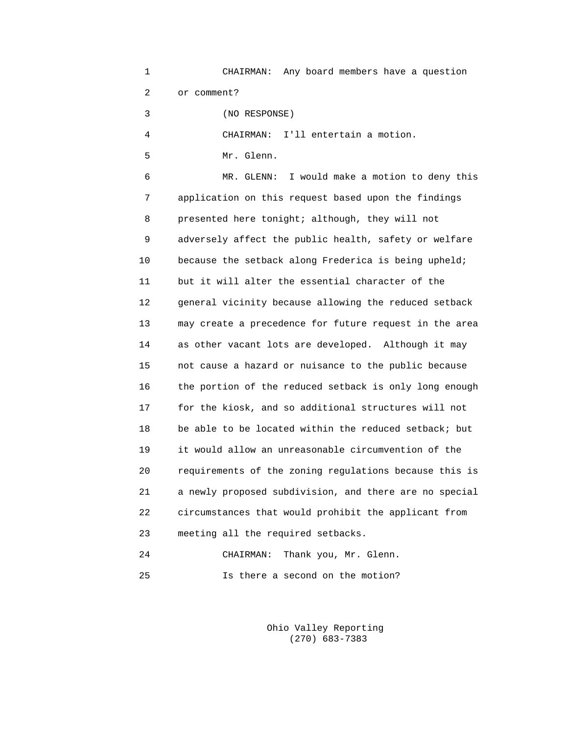CHAIRMAN: Any board members have a question or comment?

(NO RESPONSE)

CHAIRMAN: I'll entertain a motion.

Mr. Glenn.

MR. GLENN: I would make a motion to deny this application on this request based upon the findings presented here tonight; although, they will not adversely affect the public health, safety or welfare because the setback along Frederica is being upheld; but it will alter the essential character of the general vicinity because allowing the reduced setback may create a precedence for future request in the area as other vacant lots are developed. Although it may not cause a hazard or nuisance to the public because the portion of the reduced setback is only long enough for the kiosk, and so additional structures will not be able to be located within the reduced setback; but it would allow an unreasonable circumvention of the requirements of the zoning regulations because this is a newly proposed subdivision, and there are no special circumstances that would prohibit the applicant from meeting all the required setbacks.

CHAIRMAN: Thank you, Mr. Glenn.

Is there a second on the motion?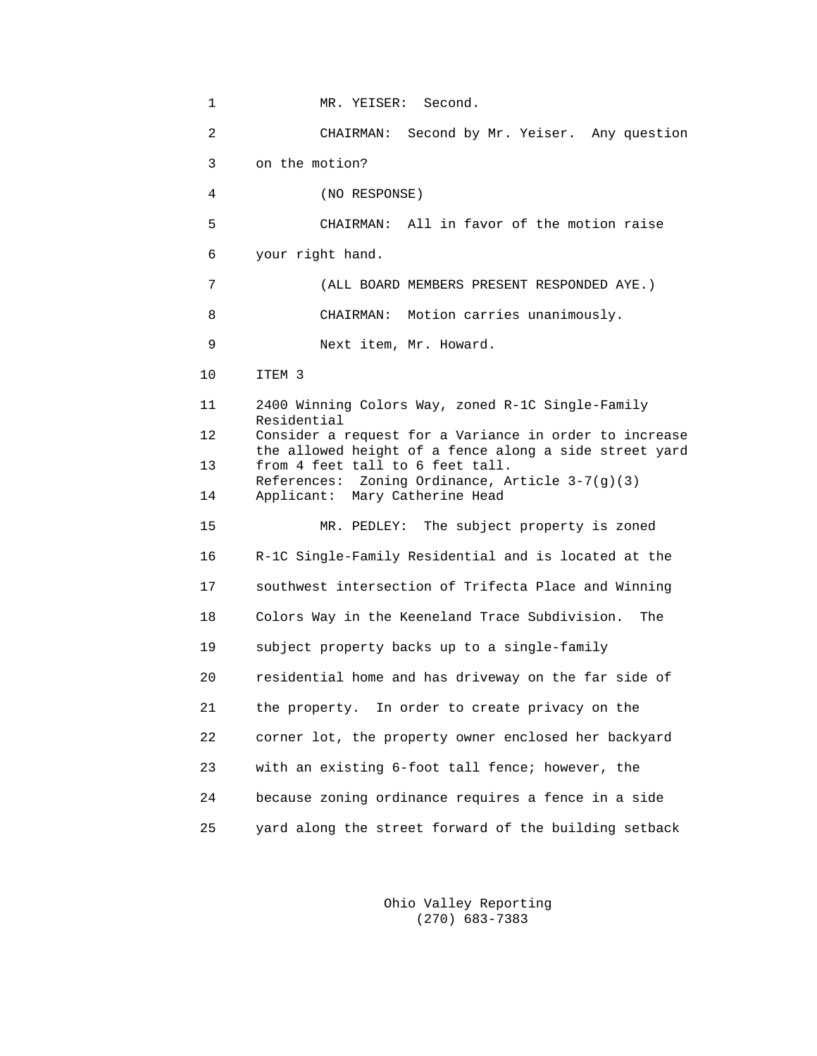1 MR. YEISER: Second.

2 CHAIRMAN: Second by Mr. Yeiser. Any question

3 on the motion?

4 (NO RESPONSE)

5 CHAIRMAN: All in favor of the motion raise

6 your right hand.

7 (ALL BOARD MEMBERS PRESENT RESPONDED AYE.)

8 CHAIRMAN: Motion carries unanimously.

9 Next item, Mr. Howard.

10 ITEM 3

11 2400 Winning Colors Way, zoned R-1C Single-Family Residential

12 Consider a request for a Variance in order to increase the allowed height of a fence along a side street yard

13 from 4 feet tall to 6 feet tall.
References: Zoning Ordinance, Article 3-7(g)(3)

14 Applicant: Mary Catherine Head

15 MR. PEDLEY: The subject property is zoned

16 R-1C Single-Family Residential and is located at the

17 southwest intersection of Trifecta Place and Winning

18 Colors Way in the Keeneland Trace Subdivision. The

19 subject property backs up to a single-family

20 residential home and has driveway on the far side of

21 the property. In order to create privacy on the

22 corner lot, the property owner enclosed her backyard

23 with an existing 6-foot tall fence; however, the

24 because zoning ordinance requires a fence in a side

25 yard along the street forward of the building setback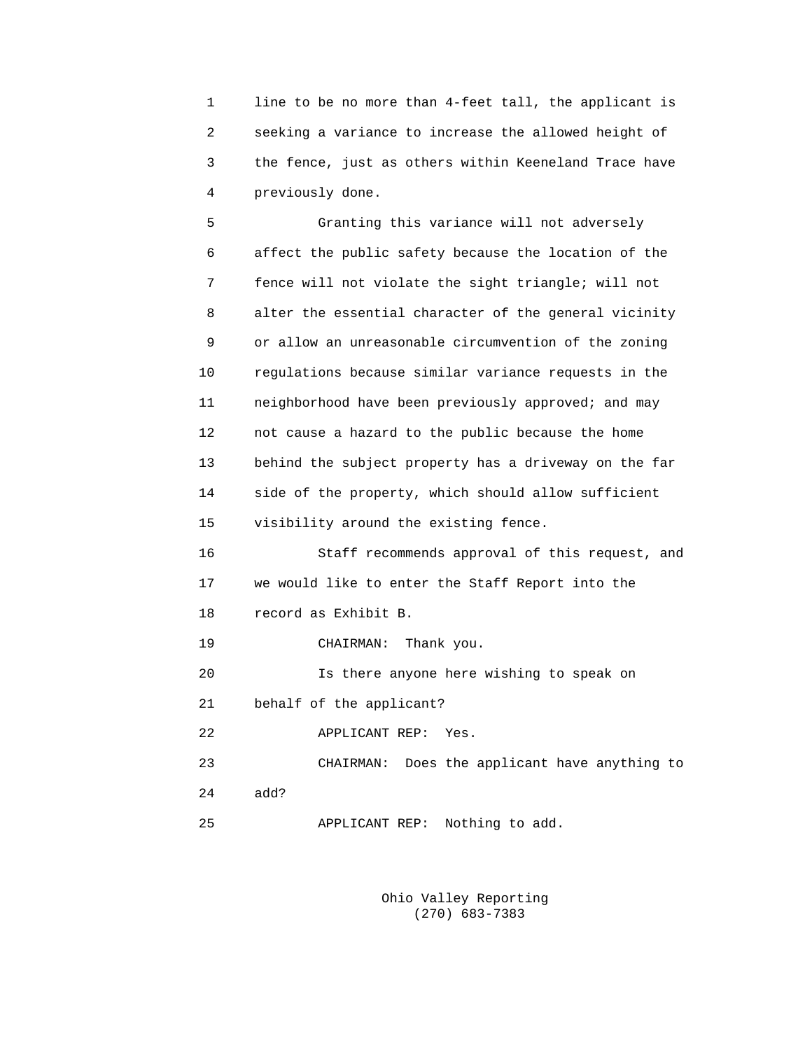line to be no more than 4-feet tall, the applicant is seeking a variance to increase the allowed height of the fence, just as others within Keeneland Trace have previously done.

Granting this variance will not adversely affect the public safety because the location of the fence will not violate the sight triangle; will not alter the essential character of the general vicinity or allow an unreasonable circumvention of the zoning regulations because similar variance requests in the neighborhood have been previously approved; and may not cause a hazard to the public because the home behind the subject property has a driveway on the far side of the property, which should allow sufficient visibility around the existing fence.

Staff recommends approval of this request, and we would like to enter the Staff Report into the record as Exhibit B.

CHAIRMAN: Thank you.

Is there anyone here wishing to speak on behalf of the applicant?

APPLICANT REP: Yes.

CHAIRMAN: Does the applicant have anything to add?

APPLICANT REP: Nothing to add.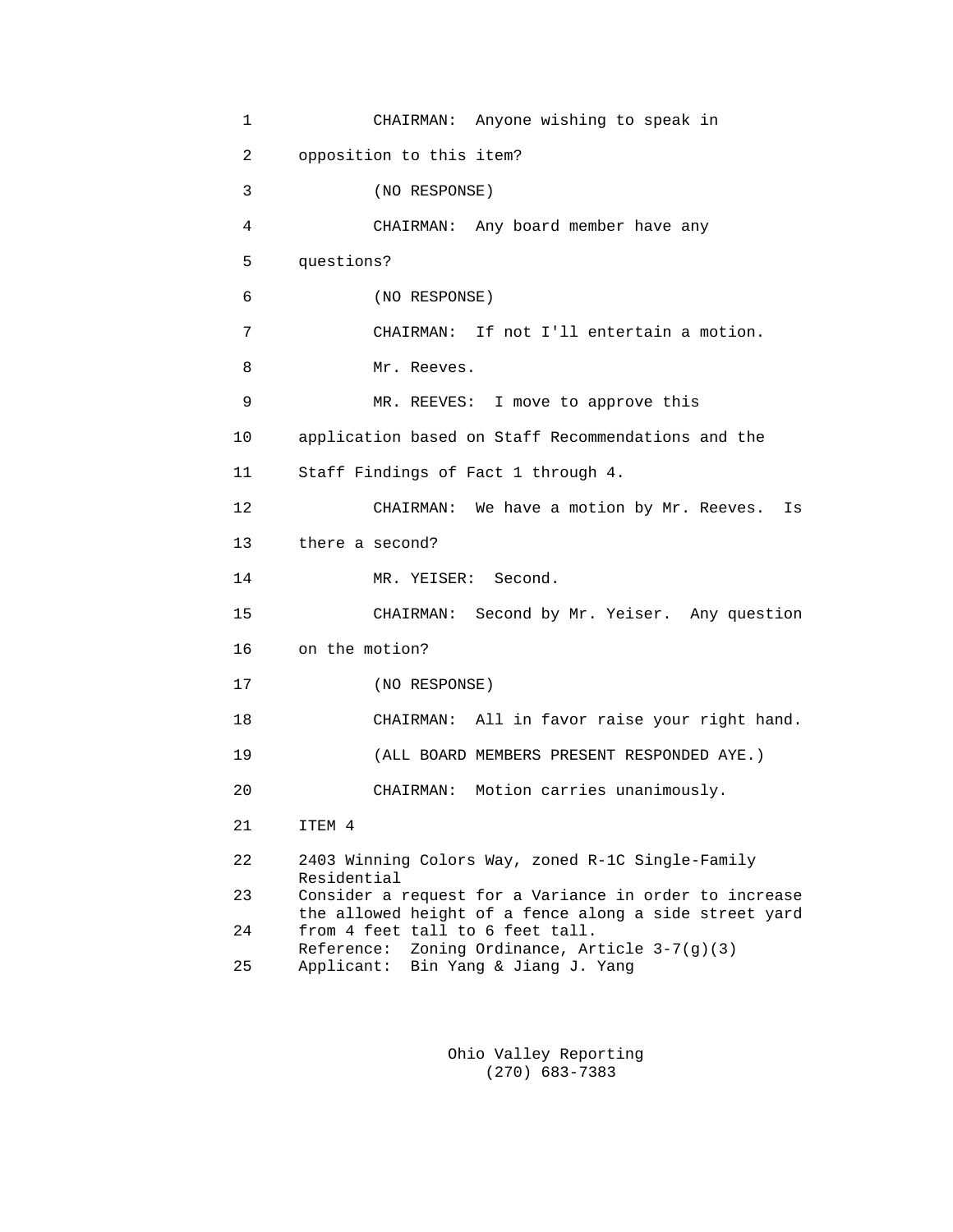1 CHAIRMAN: Anyone wishing to speak in

2 opposition to this item?

3 (NO RESPONSE)

4 CHAIRMAN: Any board member have any

5 questions?

6 (NO RESPONSE)

7 CHAIRMAN: If not I'll entertain a motion.

8 Mr. Reeves.

9 MR. REEVES: I move to approve this

10 application based on Staff Recommendations and the

11 Staff Findings of Fact 1 through 4.

12 CHAIRMAN: We have a motion by Mr. Reeves. Is

13 there a second?

14 MR. YEISER: Second.

15 CHAIRMAN: Second by Mr. Yeiser. Any question

16 on the motion?

17 (NO RESPONSE)

18 CHAIRMAN: All in favor raise your right hand.

19 (ALL BOARD MEMBERS PRESENT RESPONDED AYE.)

20 CHAIRMAN: Motion carries unanimously.

21 ITEM 4

22 2403 Winning Colors Way, zoned R-1C Single-Family Residential

23 Consider a request for a Variance in order to increase the allowed height of a fence along a side street yard

24 from 4 feet tall to 6 feet tall.
Reference: Zoning Ordinance, Article 3-7(g)(3)

25 Applicant: Bin Yang & Jiang J. Yang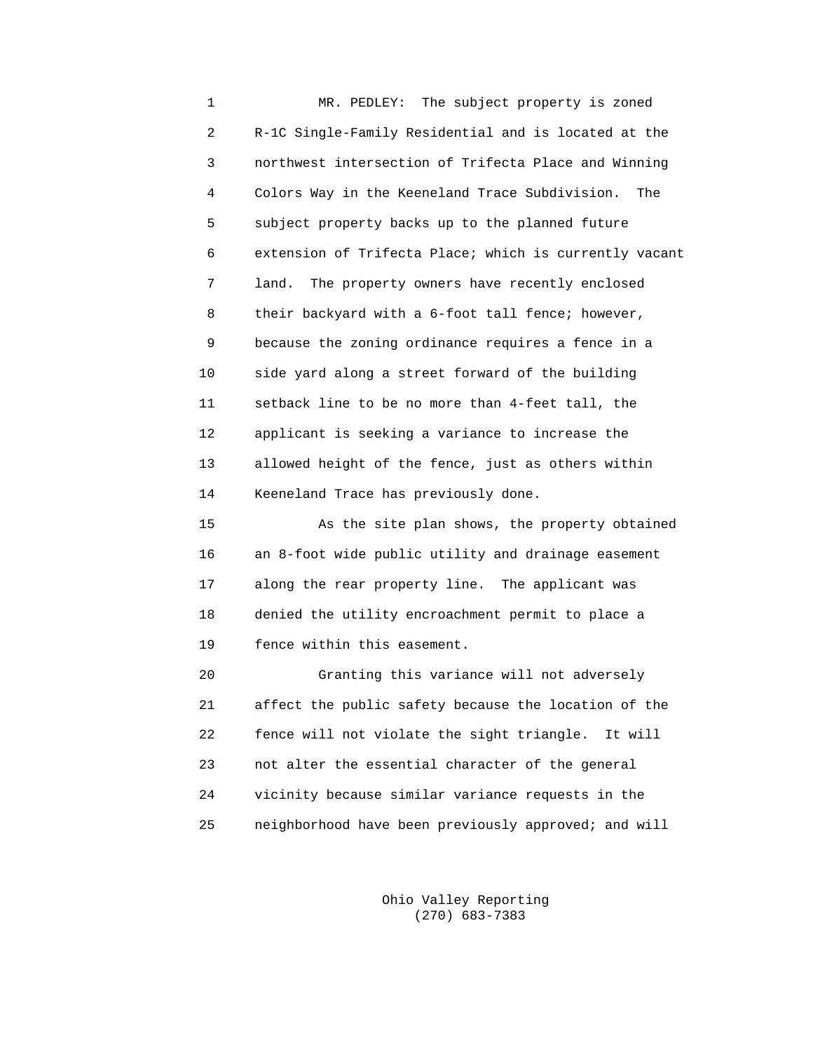MR. PEDLEY: The subject property is zoned R-1C Single-Family Residential and is located at the northwest intersection of Trifecta Place and Winning Colors Way in the Keeneland Trace Subdivision. The subject property backs up to the planned future extension of Trifecta Place; which is currently vacant land. The property owners have recently enclosed their backyard with a 6-foot tall fence; however, because the zoning ordinance requires a fence in a side yard along a street forward of the building setback line to be no more than 4-feet tall, the applicant is seeking a variance to increase the allowed height of the fence, just as others within Keeneland Trace has previously done.

As the site plan shows, the property obtained an 8-foot wide public utility and drainage easement along the rear property line. The applicant was denied the utility encroachment permit to place a fence within this easement.

Granting this variance will not adversely affect the public safety because the location of the fence will not violate the sight triangle. It will not alter the essential character of the general vicinity because similar variance requests in the neighborhood have been previously approved; and will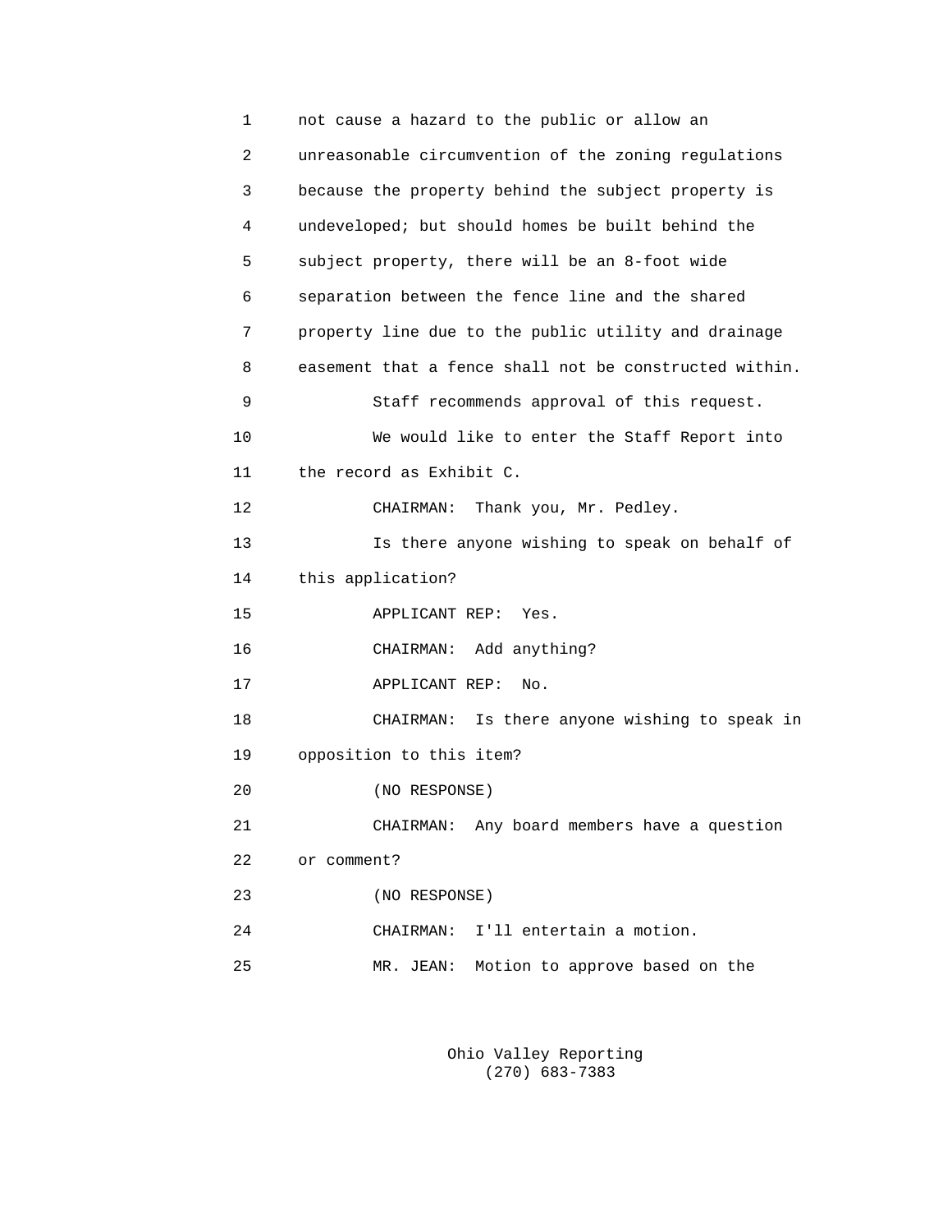1 not cause a hazard to the public or allow an
2 unreasonable circumvention of the zoning regulations
3 because the property behind the subject property is
4 undeveloped; but should homes be built behind the
5 subject property, there will be an 8-foot wide
6 separation between the fence line and the shared
7 property line due to the public utility and drainage
8 easement that a fence shall not be constructed within.
9 Staff recommends approval of this request.
10 We would like to enter the Staff Report into
11 the record as Exhibit C.
12 CHAIRMAN: Thank you, Mr. Pedley.
13 Is there anyone wishing to speak on behalf of
14 this application?
15 APPLICANT REP: Yes.
16 CHAIRMAN: Add anything?
17 APPLICANT REP: No.
18 CHAIRMAN: Is there anyone wishing to speak in
19 opposition to this item?
20 (NO RESPONSE)
21 CHAIRMAN: Any board members have a question
22 or comment?
23 (NO RESPONSE)
24 CHAIRMAN: I'll entertain a motion.
25 MR. JEAN: Motion to approve based on the

Ohio Valley Reporting
(270) 683-7383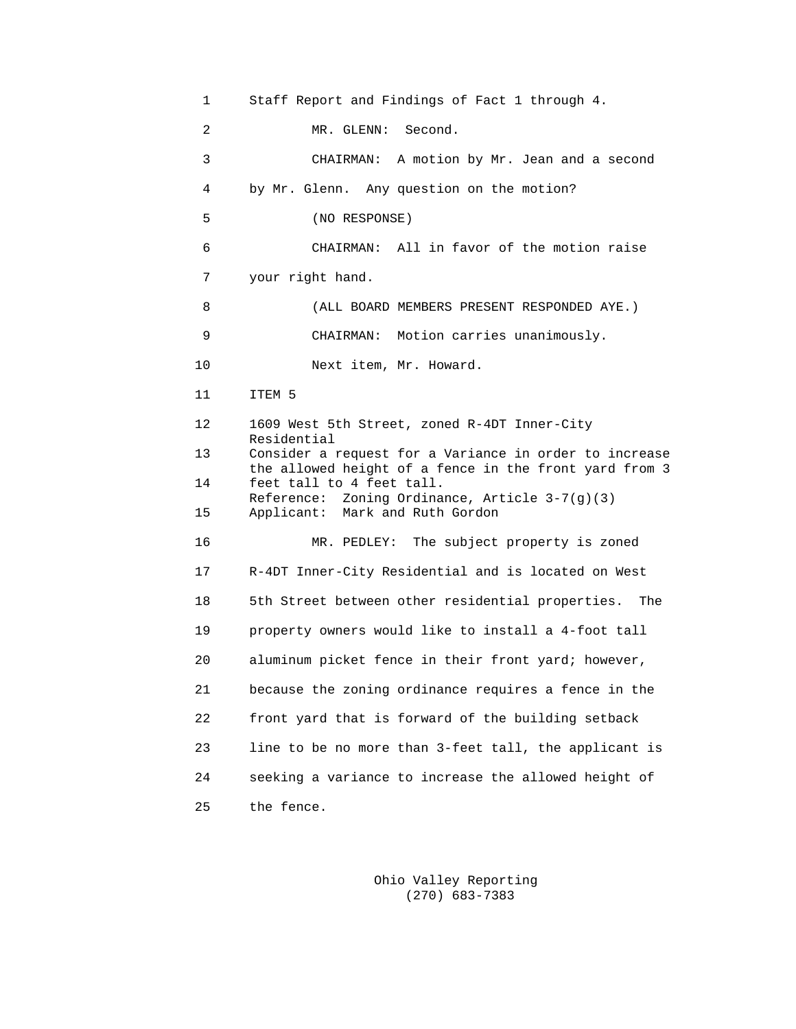Staff Report and Findings of Fact 1 through 4.

MR. GLENN: Second.

CHAIRMAN: A motion by Mr. Jean and a second by Mr. Glenn. Any question on the motion?

(NO RESPONSE)

CHAIRMAN: All in favor of the motion raise your right hand.

(ALL BOARD MEMBERS PRESENT RESPONDED AYE.)

CHAIRMAN: Motion carries unanimously.

Next item, Mr. Howard.

ITEM 5

1609 West 5th Street, zoned R-4DT Inner-City Residential
Consider a request for a Variance in order to increase the allowed height of a fence in the front yard from 3 feet tall to 4 feet tall.
Reference: Zoning Ordinance, Article 3-7(g)(3)
Applicant: Mark and Ruth Gordon

MR. PEDLEY: The subject property is zoned R-4DT Inner-City Residential and is located on West 5th Street between other residential properties. The property owners would like to install a 4-foot tall aluminum picket fence in their front yard; however, because the zoning ordinance requires a fence in the front yard that is forward of the building setback line to be no more than 3-feet tall, the applicant is seeking a variance to increase the allowed height of the fence.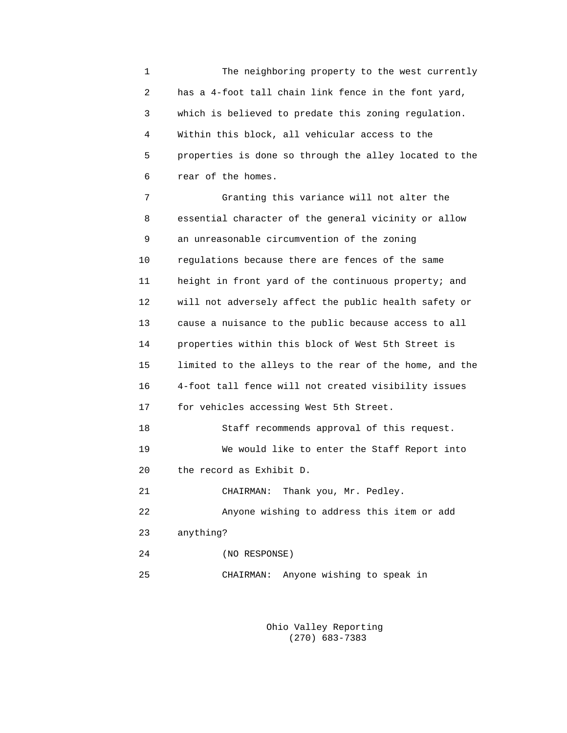The neighboring property to the west currently has a 4-foot tall chain link fence in the font yard, which is believed to predate this zoning regulation. Within this block, all vehicular access to the properties is done so through the alley located to the rear of the homes.

Granting this variance will not alter the essential character of the general vicinity or allow an unreasonable circumvention of the zoning regulations because there are fences of the same height in front yard of the continuous property; and will not adversely affect the public health safety or cause a nuisance to the public because access to all properties within this block of West 5th Street is limited to the alleys to the rear of the home, and the 4-foot tall fence will not created visibility issues for vehicles accessing West 5th Street.

Staff recommends approval of this request.

We would like to enter the Staff Report into the record as Exhibit D.

CHAIRMAN: Thank you, Mr. Pedley.

Anyone wishing to address this item or add anything?

(NO RESPONSE)

CHAIRMAN: Anyone wishing to speak in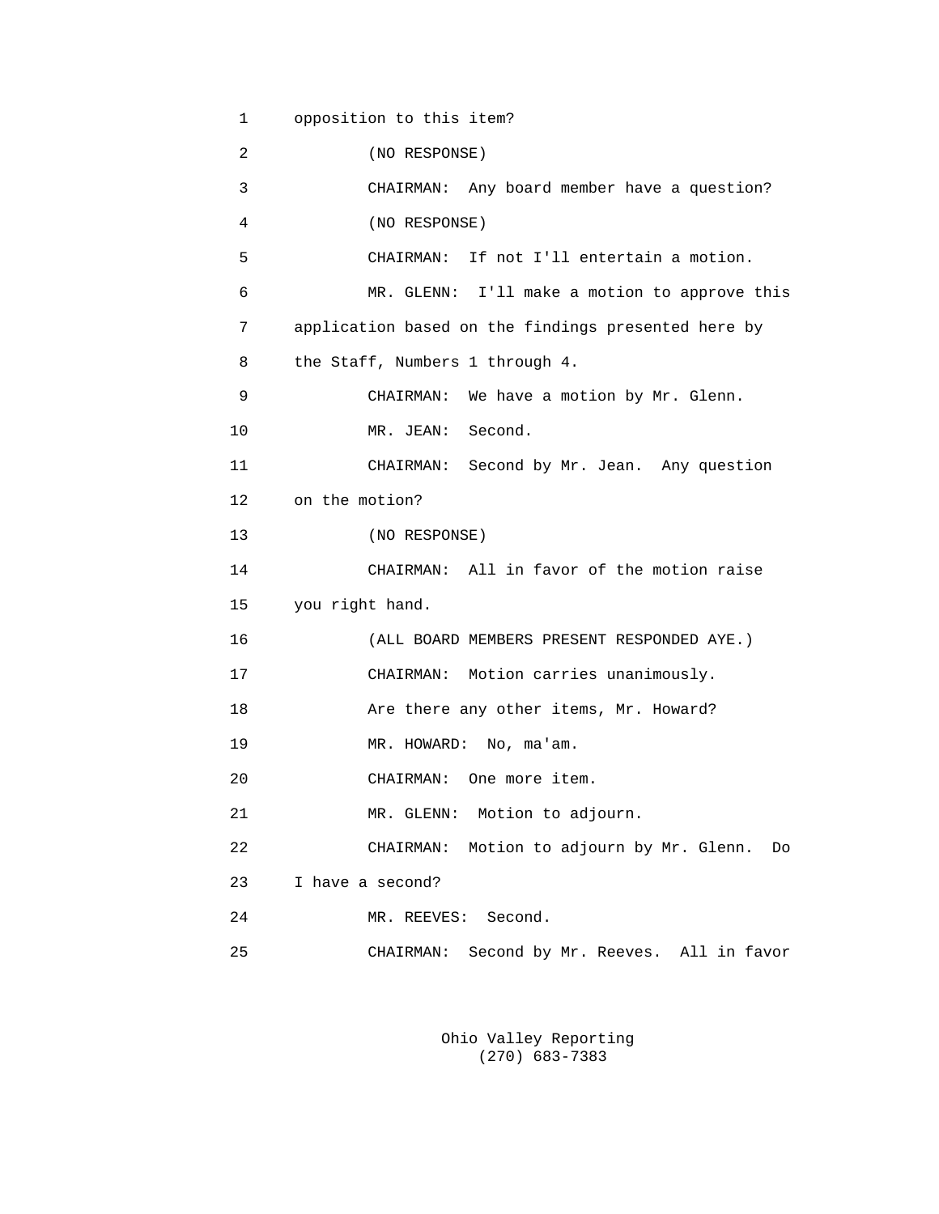1 opposition to this item?

2 (NO RESPONSE)

3 CHAIRMAN: Any board member have a question?

4 (NO RESPONSE)

5 CHAIRMAN: If not I'll entertain a motion.

6 MR. GLENN: I'll make a motion to approve this

7 application based on the findings presented here by

8 the Staff, Numbers 1 through 4.

9 CHAIRMAN: We have a motion by Mr. Glenn.

10 MR. JEAN: Second.

11 CHAIRMAN: Second by Mr. Jean. Any question

12 on the motion?

13 (NO RESPONSE)

14 CHAIRMAN: All in favor of the motion raise

15 you right hand.

16 (ALL BOARD MEMBERS PRESENT RESPONDED AYE.)

17 CHAIRMAN: Motion carries unanimously.

18 Are there any other items, Mr. Howard?

19 MR. HOWARD: No, ma'am.

20 CHAIRMAN: One more item.

21 MR. GLENN: Motion to adjourn.

22 CHAIRMAN: Motion to adjourn by Mr. Glenn. Do

23 I have a second?

24 MR. REEVES: Second.

25 CHAIRMAN: Second by Mr. Reeves. All in favor

Ohio Valley Reporting
(270) 683-7383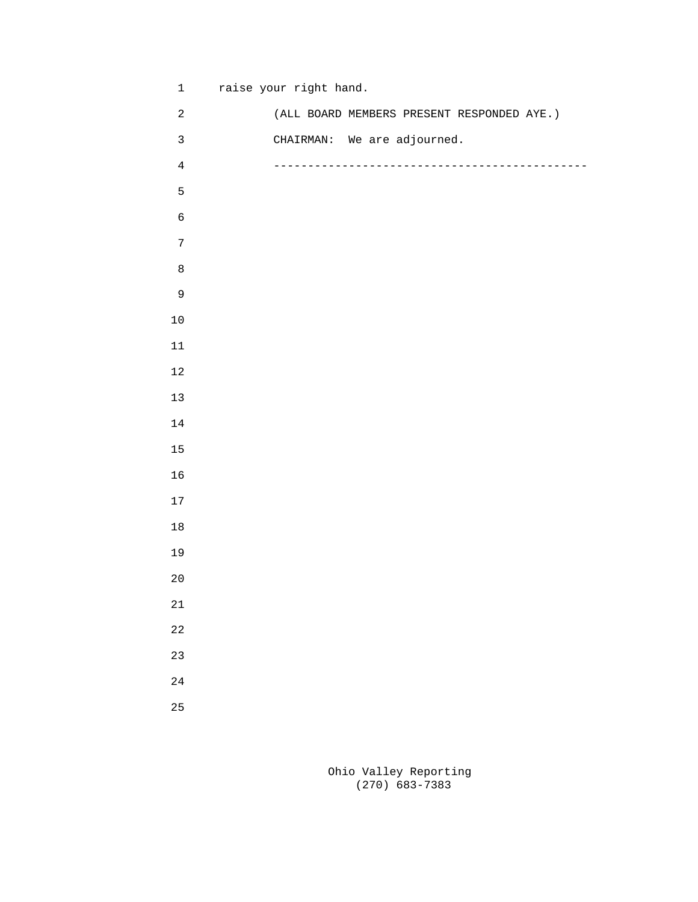raise your right hand.

(ALL BOARD MEMBERS PRESENT RESPONDED AYE.)

CHAIRMAN: We are adjourned.

----------------------------------------------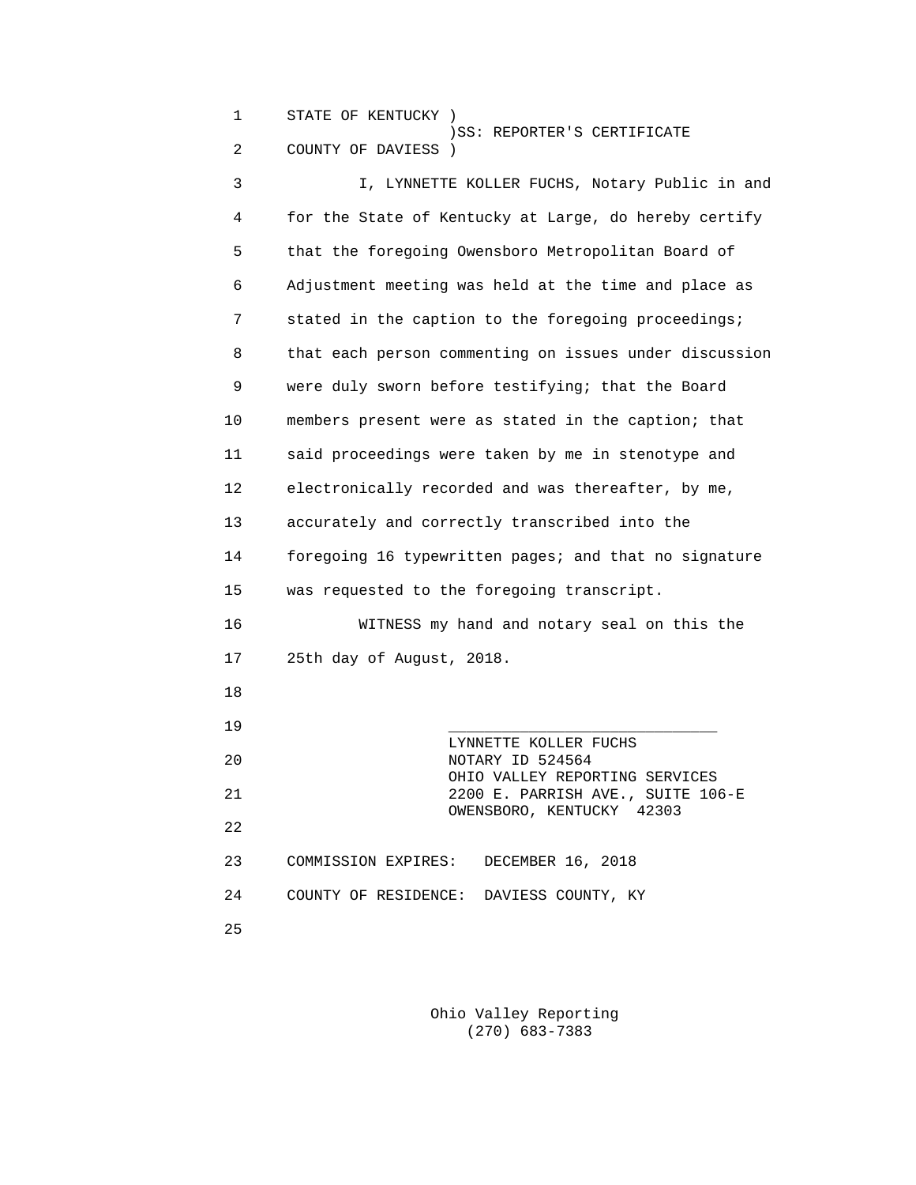STATE OF KENTUCKY )
)SS: REPORTER'S CERTIFICATE
COUNTY OF DAVIESS )

I, LYNNETTE KOLLER FUCHS, Notary Public in and for the State of Kentucky at Large, do hereby certify that the foregoing Owensboro Metropolitan Board of Adjustment meeting was held at the time and place as stated in the caption to the foregoing proceedings; that each person commenting on issues under discussion were duly sworn before testifying; that the Board members present were as stated in the caption; that said proceedings were taken by me in stenotype and electronically recorded and was thereafter, by me, accurately and correctly transcribed into the foregoing 16 typewritten pages; and that no signature was requested to the foregoing transcript.

WITNESS my hand and notary seal on this the 25th day of August, 2018.

______________________________
LYNNETTE KOLLER FUCHS
NOTARY ID 524564
OHIO VALLEY REPORTING SERVICES
2200 E. PARRISH AVE., SUITE 106-E
OWENSBORO, KENTUCKY 42303

COMMISSION EXPIRES: DECEMBER 16, 2018

COUNTY OF RESIDENCE: DAVIESS COUNTY, KY